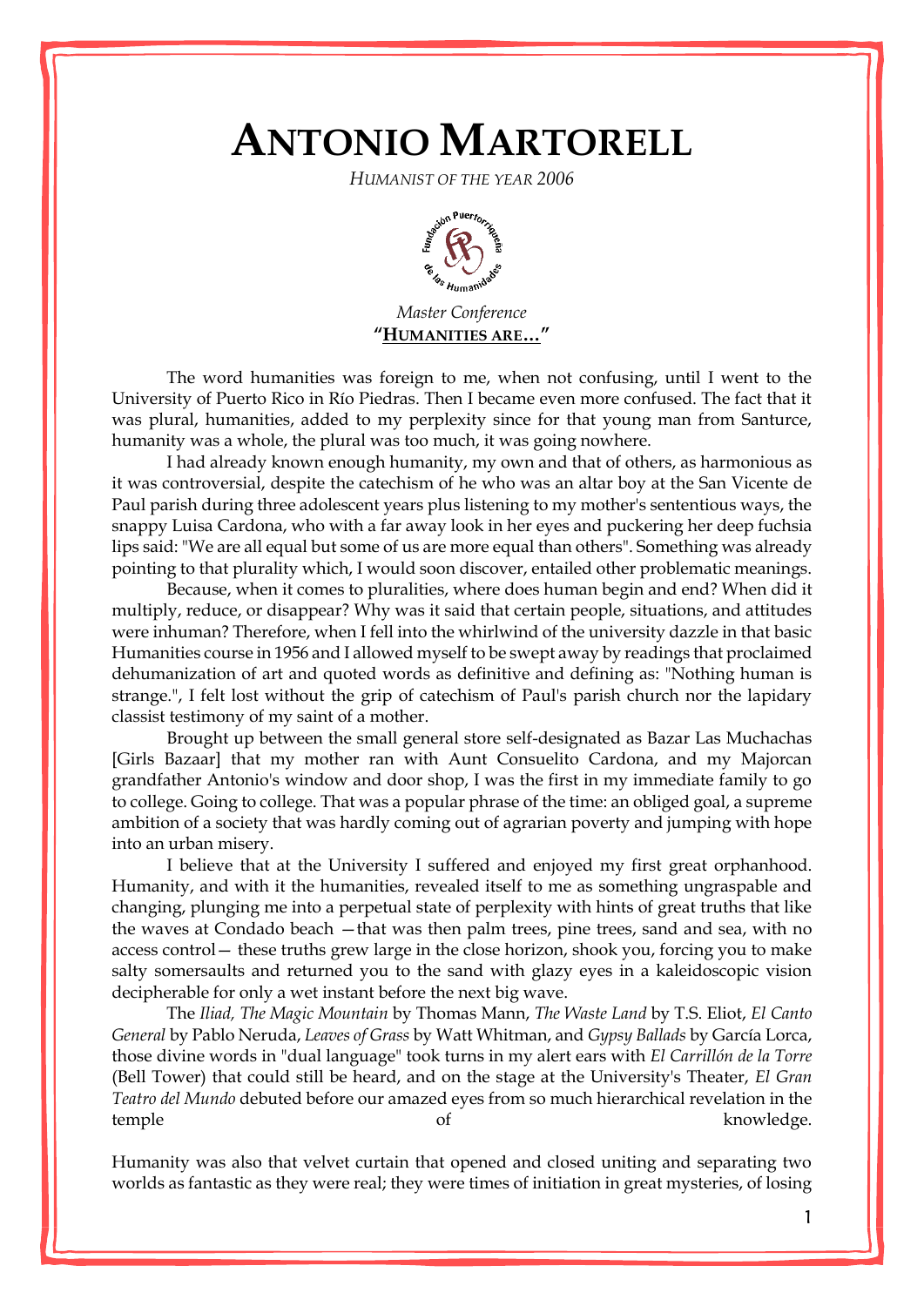# ANTONIO MARTORELL

*HUMANIST OF THE YEAR 2006*

*Master Conference*

**"HUMANITIES ARE…"**

The word humanities was foreign to me, when not confusing, until I went to the University of Puerto Rico in Río Piedras. Then I became even more confused. The fact that it was plural, humanities, added to my perplexity since for that young man from Santurce, humanity was a whole, the plural was too much, it was going nowhere.

I had already known enough humanity, my own and that of others, as harmonious as it was controversial, despite the catechism of he who was an altar boy at the San Vicente de Paul parish during three adolescent years plus listening to my mother's sententious ways, the snappy Luisa Cardona, who with a far away look in her eyes and puckering her deep fuchsia lips said: "We are all equal but some of us are more equal than others". Something was already pointing to that plurality which, I would soon discover, entailed other problematic meanings.

Because, when it comes to pluralities, where does human begin and end? When did it multiply, reduce, or disappear? Why was it said that certain people, situations, and attitudes were inhuman? Therefore, when I fell into the whirlwind of the university dazzle in that basic Humanities course in 1956 and I allowed myself to be swept away by readings that proclaimed dehumanization of art and quoted words as definitive and defining as: "Nothing human is strange.", I felt lost without the grip of catechism of Paul's parish church nor the lapidary classist testimony of my saint of a mother.

Brought up between the small general store self-designated as Bazar Las Muchachas [Girls Bazaar] that my mother ran with Aunt Consuelito Cardona, and my Majorcan grandfather Antonio's window and door shop, I was the first in my immediate family to go to college. Going to college. That was a popular phrase of the time: an obliged goal, a supreme ambition of a society that was hardly coming out of agrarian poverty and jumping with hope into an urban misery.

I believe that at the University I suffered and enjoyed my first great orphanhood. Humanity, and with it the humanities, revealed itself to me as something ungraspable and changing, plunging me into a perpetual state of perplexity with hints of great truths that like the waves at Condado beach —that was then palm trees, pine trees, sand and sea, with no access control— these truths grew large in the close horizon, shook you, forcing you to make salty somersaults and returned you to the sand with glazy eyes in a kaleidoscopic vision decipherable for only a wet instant before the next big wave.

The *Iliad, The Magic Mountain* by Thomas Mann, *The Waste Land* by T.S. Eliot, *El Canto General* by Pablo Neruda, *Leaves of Grass* by Watt Whitman, and *Gypsy Ballads* by García Lorca, those divine words in "dual language" took turns in my alert ears with *El Carrillón de la Torre* (Bell Tower) that could still be heard, and on the stage at the University's Theater, *El Gran Teatro del Mundo* debuted before our amazed eyes from so much hierarchical revelation in the temple of knowledge.

Humanity was also that velvet curtain that opened and closed uniting and separating two worlds as fantastic as they were real; they were times of initiation in great mysteries, of losing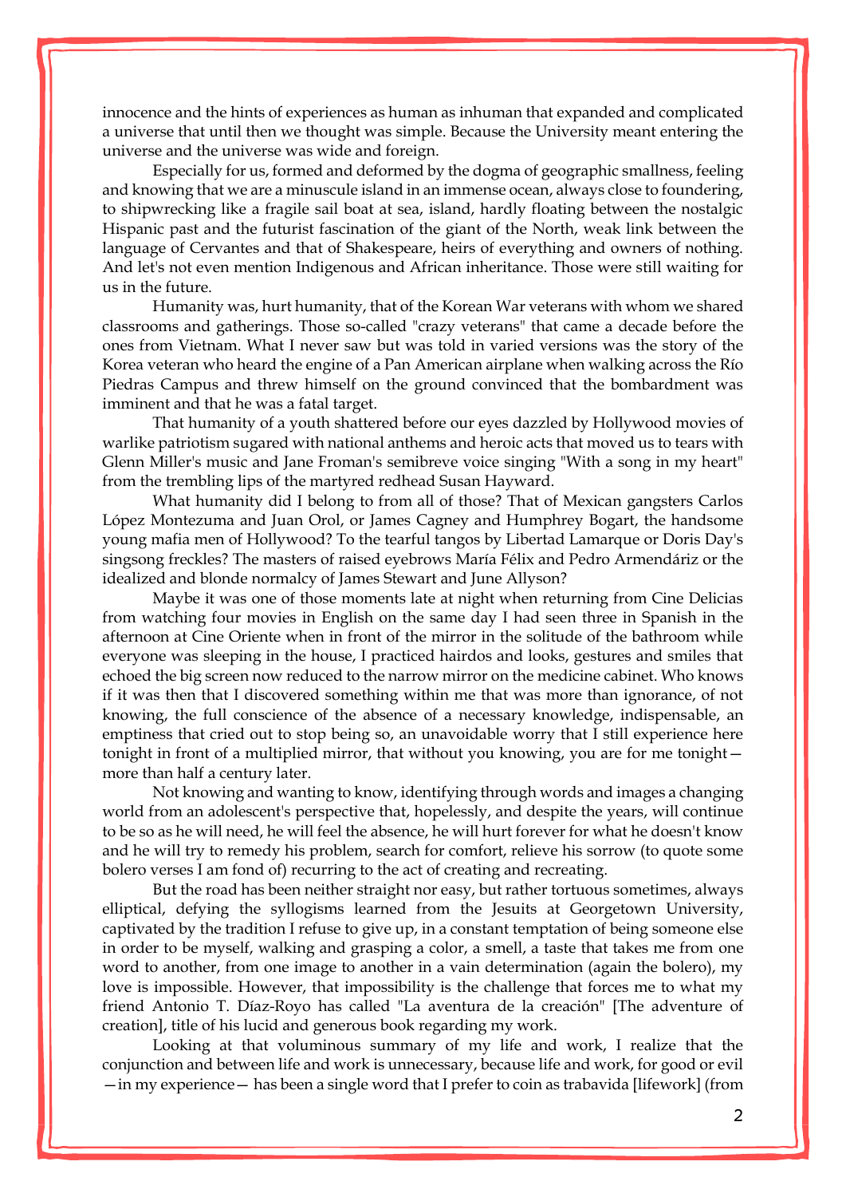innocence and the hints of experiences as human as inhuman that expanded and complicated a universe that until then we thought was simple. Because the University meant entering the universe and the universe was wide and foreign.

Especially for us, formed and deformed by the dogma of geographic smallness, feeling and knowing that we are a minuscule island in an immense ocean, always close to foundering, to shipwrecking like a fragile sail boat at sea, island, hardly floating between the nostalgic Hispanic past and the futurist fascination of the giant of the North, weak link between the language of Cervantes and that of Shakespeare, heirs of everything and owners of nothing. And let's not even mention Indigenous and African inheritance. Those were still waiting for us in the future.

Humanity was, hurt humanity, that of the Korean War veterans with whom we shared classrooms and gatherings. Those so-called "crazy veterans" that came a decade before the ones from Vietnam. What I never saw but was told in varied versions was the story of the Korea veteran who heard the engine of a Pan American airplane when walking across the Río Piedras Campus and threw himself on the ground convinced that the bombardment was imminent and that he was a fatal target.

That humanity of a youth shattered before our eyes dazzled by Hollywood movies of warlike patriotism sugared with national anthems and heroic acts that moved us to tears with Glenn Miller's music and Jane Froman's semibreve voice singing "With a song in my heart" from the trembling lips of the martyred redhead Susan Hayward.

What humanity did I belong to from all of those? That of Mexican gangsters Carlos López Montezuma and Juan Orol, or James Cagney and Humphrey Bogart, the handsome young mafia men of Hollywood? To the tearful tangos by Libertad Lamarque or Doris Day's singsong freckles? The masters of raised eyebrows María Félix and Pedro Armendáriz or the idealized and blonde normalcy of James Stewart and June Allyson?

Maybe it was one of those moments late at night when returning from Cine Delicias from watching four movies in English on the same day I had seen three in Spanish in the afternoon at Cine Oriente when in front of the mirror in the solitude of the bathroom while everyone was sleeping in the house, I practiced hairdos and looks, gestures and smiles that echoed the big screen now reduced to the narrow mirror on the medicine cabinet. Who knows if it was then that I discovered something within me that was more than ignorance, of not knowing, the full conscience of the absence of a necessary knowledge, indispensable, an emptiness that cried out to stop being so, an unavoidable worry that I still experience here tonight in front of a multiplied mirror, that without you knowing, you are for me tonight— more than half a century later.

Not knowing and wanting to know, identifying through words and images a changing world from an adolescent's perspective that, hopelessly, and despite the years, will continue to be so as he will need, he will feel the absence, he will hurt forever for what he doesn't know and he will try to remedy his problem, search for comfort, relieve his sorrow (to quote some bolero verses I am fond of) recurring to the act of creating and recreating.

But the road has been neither straight nor easy, but rather tortuous sometimes, always elliptical, defying the syllogisms learned from the Jesuits at Georgetown University, captivated by the tradition I refuse to give up, in a constant temptation of being someone else in order to be myself, walking and grasping a color, a smell, a taste that takes me from one word to another, from one image to another in a vain determination (again the bolero), my love is impossible. However, that impossibility is the challenge that forces me to what my friend Antonio T. Díaz-Royo has called "La aventura de la creación" [The adventure of creation], title of his lucid and generous book regarding my work.

Looking at that voluminous summary of my life and work, I realize that the conjunction and between life and work is unnecessary, because life and work, for good or evil —in my experience— has been a single word that I prefer to coin as trabavida [lifework] (from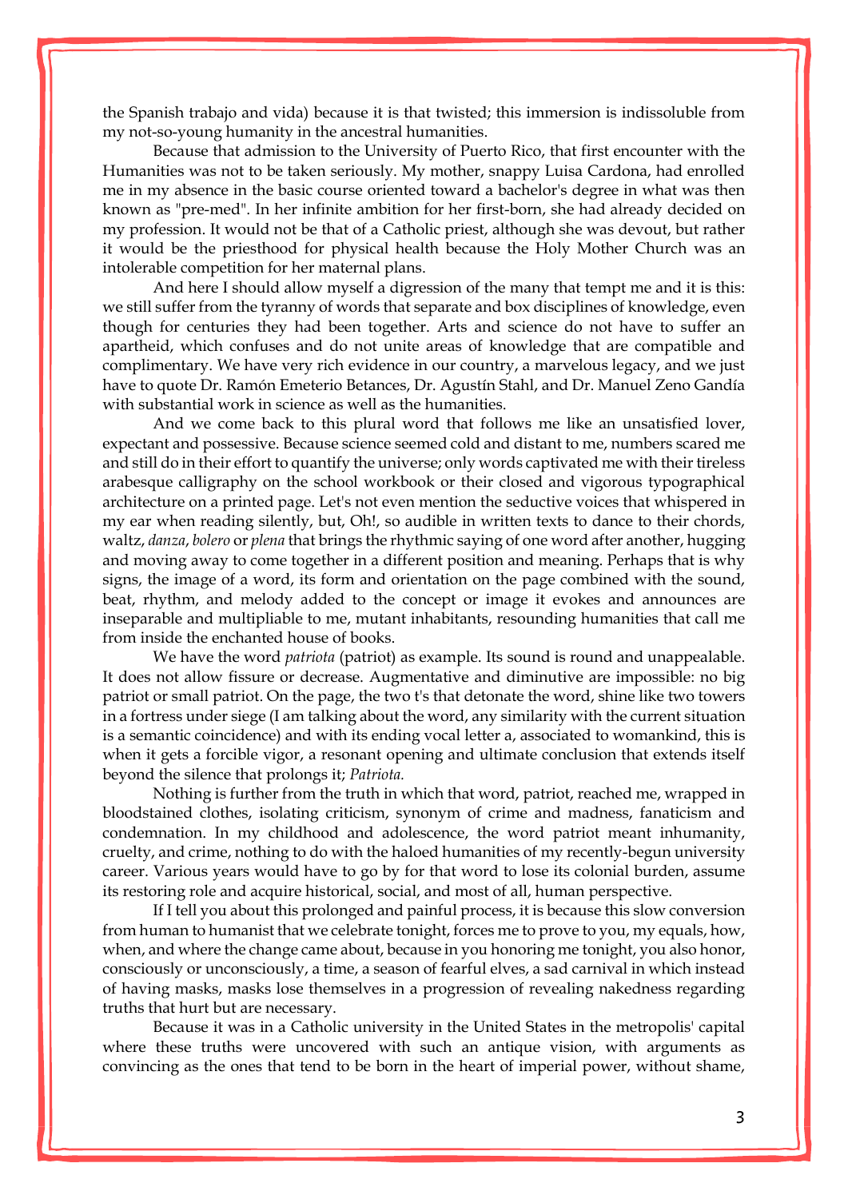the Spanish trabajo and vida) because it is that twisted; this immersion is indissoluble from my not-so-young humanity in the ancestral humanities.

Because that admission to the University of Puerto Rico, that first encounter with the Humanities was not to be taken seriously. My mother, snappy Luisa Cardona, had enrolled me in my absence in the basic course oriented toward a bachelor's degree in what was then known as "pre-med". In her infinite ambition for her first-born, she had already decided on my profession. It would not be that of a Catholic priest, although she was devout, but rather it would be the priesthood for physical health because the Holy Mother Church was an intolerable competition for her maternal plans.

And here I should allow myself a digression of the many that tempt me and it is this: we still suffer from the tyranny of words that separate and box disciplines of knowledge, even though for centuries they had been together. Arts and science do not have to suffer an apartheid, which confuses and do not unite areas of knowledge that are compatible and complimentary. We have very rich evidence in our country, a marvelous legacy, and we just have to quote Dr. Ramón Emeterio Betances, Dr. Agustín Stahl, and Dr. Manuel Zeno Gandía with substantial work in science as well as the humanities.

And we come back to this plural word that follows me like an unsatisfied lover, expectant and possessive. Because science seemed cold and distant to me, numbers scared me and still do in their effort to quantify the universe; only words captivated me with their tireless arabesque calligraphy on the school workbook or their closed and vigorous typographical architecture on a printed page. Let's not even mention the seductive voices that whispered in my ear when reading silently, but, Oh!, so audible in written texts to dance to their chords, waltz, *danza*, *bolero* or *plena* that brings the rhythmic saying of one word after another, hugging and moving away to come together in a different position and meaning. Perhaps that is why signs, the image of a word, its form and orientation on the page combined with the sound, beat, rhythm, and melody added to the concept or image it evokes and announces are inseparable and multipliable to me, mutant inhabitants, resounding humanities that call me from inside the enchanted house of books.

We have the word *patriota* (patriot) as example. Its sound is round and unappealable. It does not allow fissure or decrease. Augmentative and diminutive are impossible: no big patriot or small patriot. On the page, the two t's that detonate the word, shine like two towers in a fortress under siege (I am talking about the word, any similarity with the current situation is a semantic coincidence) and with its ending vocal letter a, associated to womankind, this is when it gets a forcible vigor, a resonant opening and ultimate conclusion that extends itself beyond the silence that prolongs it; *Patriota.*

Nothing is further from the truth in which that word, patriot, reached me, wrapped in bloodstained clothes, isolating criticism, synonym of crime and madness, fanaticism and condemnation. In my childhood and adolescence, the word patriot meant inhumanity, cruelty, and crime, nothing to do with the haloed humanities of my recently-begun university career. Various years would have to go by for that word to lose its colonial burden, assume its restoring role and acquire historical, social, and most of all, human perspective.

If I tell you about this prolonged and painful process, it is because this slow conversion from human to humanist that we celebrate tonight, forces me to prove to you, my equals, how, when, and where the change came about, because in you honoring me tonight, you also honor, consciously or unconsciously, a time, a season of fearful elves, a sad carnival in which instead of having masks, masks lose themselves in a progression of revealing nakedness regarding truths that hurt but are necessary.

Because it was in a Catholic university in the United States in the metropolis' capital where these truths were uncovered with such an antique vision, with arguments as convincing as the ones that tend to be born in the heart of imperial power, without shame,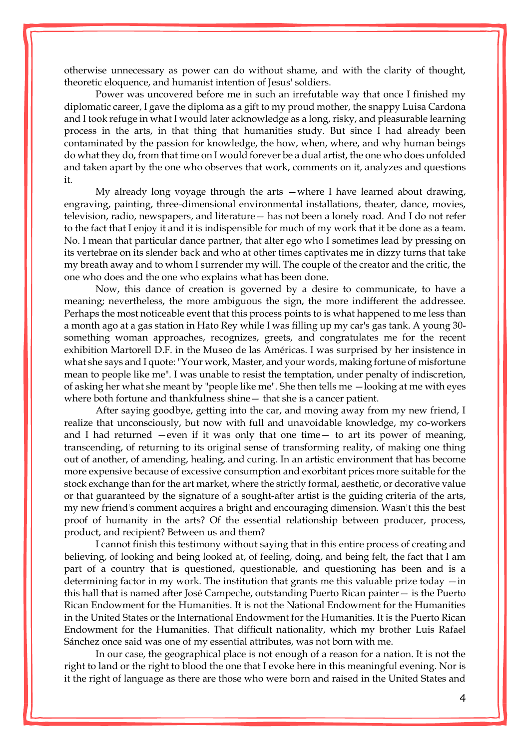otherwise unnecessary as power can do without shame, and with the clarity of thought, theoretic eloquence, and humanist intention of Jesus' soldiers.

Power was uncovered before me in such an irrefutable way that once I finished my diplomatic career, I gave the diploma as a gift to my proud mother, the snappy Luisa Cardona and I took refuge in what I would later acknowledge as a long, risky, and pleasurable learning process in the arts, in that thing that humanities study. But since I had already been contaminated by the passion for knowledge, the how, when, where, and why human beings do what they do, from that time on I would forever be a dual artist, the one who does unfolded and taken apart by the one who observes that work, comments on it, analyzes and questions it.

My already long voyage through the arts —where I have learned about drawing, engraving, painting, three-dimensional environmental installations, theater, dance, movies, television, radio, newspapers, and literature— has not been a lonely road. And I do not refer to the fact that I enjoy it and it is indispensible for much of my work that it be done as a team. No. I mean that particular dance partner, that alter ego who I sometimes lead by pressing on its vertebrae on its slender back and who at other times captivates me in dizzy turns that take my breath away and to whom I surrender my will. The couple of the creator and the critic, the one who does and the one who explains what has been done.

Now, this dance of creation is governed by a desire to communicate, to have a meaning; nevertheless, the more ambiguous the sign, the more indifferent the addressee. Perhaps the most noticeable event that this process points to is what happened to me less than a month ago at a gas station in Hato Rey while I was filling up my car's gas tank. A young 30-something woman approaches, recognizes, greets, and congratulates me for the recent exhibition Martorell D.F. in the Museo de las Américas. I was surprised by her insistence in what she says and I quote: "Your work, Master, and your words, making fortune of misfortune mean to people like me". I was unable to resist the temptation, under penalty of indiscretion, of asking her what she meant by "people like me". She then tells me —looking at me with eyes where both fortune and thankfulness shine— that she is a cancer patient.

After saying goodbye, getting into the car, and moving away from my new friend, I realize that unconsciously, but now with full and unavoidable knowledge, my co-workers and I had returned —even if it was only that one time— to art its power of meaning, transcending, of returning to its original sense of transforming reality, of making one thing out of another, of amending, healing, and curing. In an artistic environment that has become more expensive because of excessive consumption and exorbitant prices more suitable for the stock exchange than for the art market, where the strictly formal, aesthetic, or decorative value or that guaranteed by the signature of a sought-after artist is the guiding criteria of the arts, my new friend's comment acquires a bright and encouraging dimension. Wasn't this the best proof of humanity in the arts? Of the essential relationship between producer, process, product, and recipient? Between us and them?

I cannot finish this testimony without saying that in this entire process of creating and believing, of looking and being looked at, of feeling, doing, and being felt, the fact that I am part of a country that is questioned, questionable, and questioning has been and is a determining factor in my work. The institution that grants me this valuable prize today —in this hall that is named after José Campeche, outstanding Puerto Rican painter— is the Puerto Rican Endowment for the Humanities. It is not the National Endowment for the Humanities in the United States or the International Endowment for the Humanities. It is the Puerto Rican Endowment for the Humanities. That difficult nationality, which my brother Luis Rafael Sánchez once said was one of my essential attributes, was not born with me.

In our case, the geographical place is not enough of a reason for a nation. It is not the right to land or the right to blood the one that I evoke here in this meaningful evening. Nor is it the right of language as there are those who were born and raised in the United States and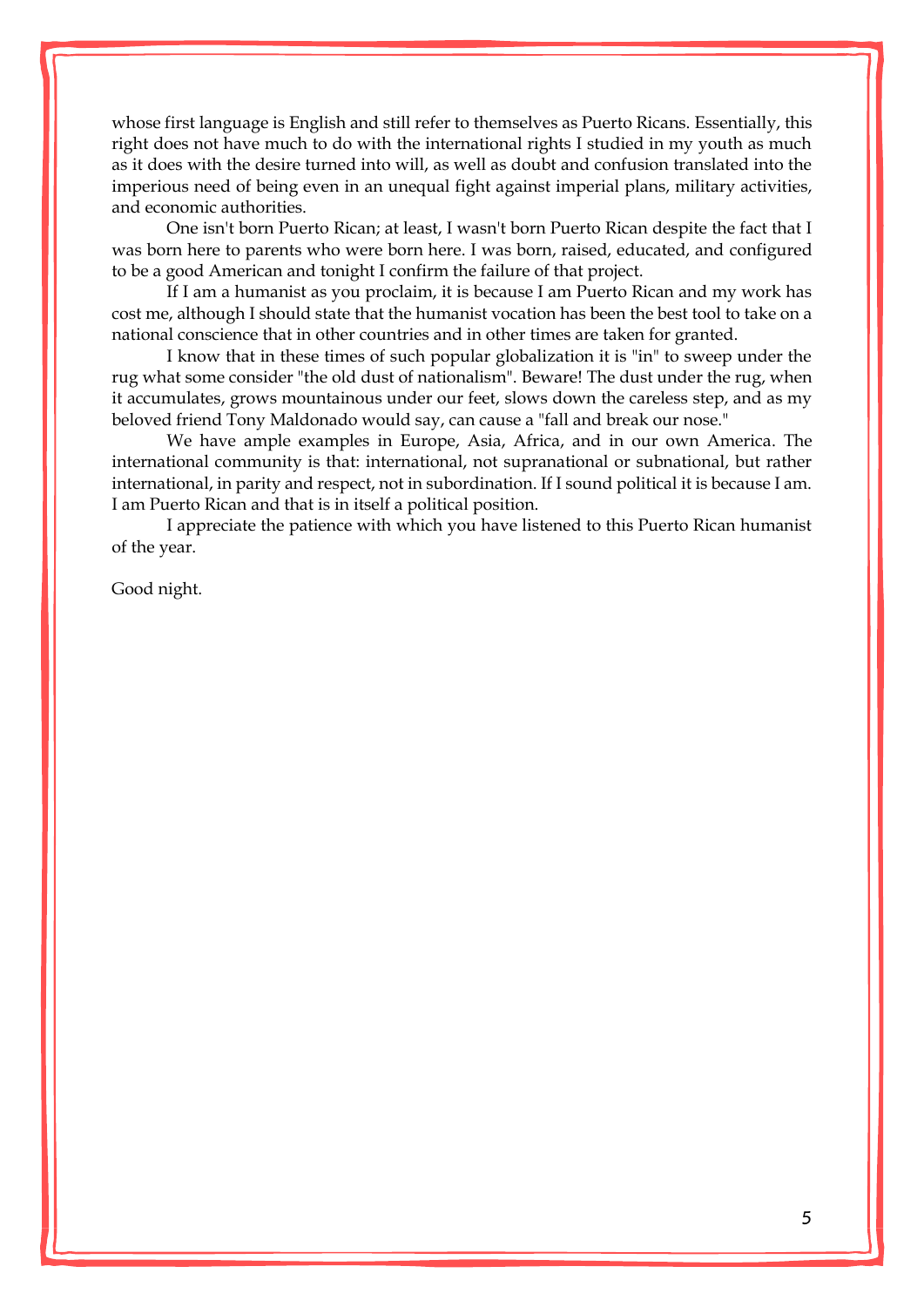whose first language is English and still refer to themselves as Puerto Ricans. Essentially, this right does not have much to do with the international rights I studied in my youth as much as it does with the desire turned into will, as well as doubt and confusion translated into the imperious need of being even in an unequal fight against imperial plans, military activities, and economic authorities.

One isn't born Puerto Rican; at least, I wasn't born Puerto Rican despite the fact that I was born here to parents who were born here. I was born, raised, educated, and configured to be a good American and tonight I confirm the failure of that project.

If I am a humanist as you proclaim, it is because I am Puerto Rican and my work has cost me, although I should state that the humanist vocation has been the best tool to take on a national conscience that in other countries and in other times are taken for granted.

I know that in these times of such popular globalization it is "in" to sweep under the rug what some consider "the old dust of nationalism". Beware! The dust under the rug, when it accumulates, grows mountainous under our feet, slows down the careless step, and as my beloved friend Tony Maldonado would say, can cause a "fall and break our nose."

We have ample examples in Europe, Asia, Africa, and in our own America. The international community is that: international, not supranational or subnational, but rather international, in parity and respect, not in subordination. If I sound political it is because I am. I am Puerto Rican and that is in itself a political position.

I appreciate the patience with which you have listened to this Puerto Rican humanist of the year.

Good night.